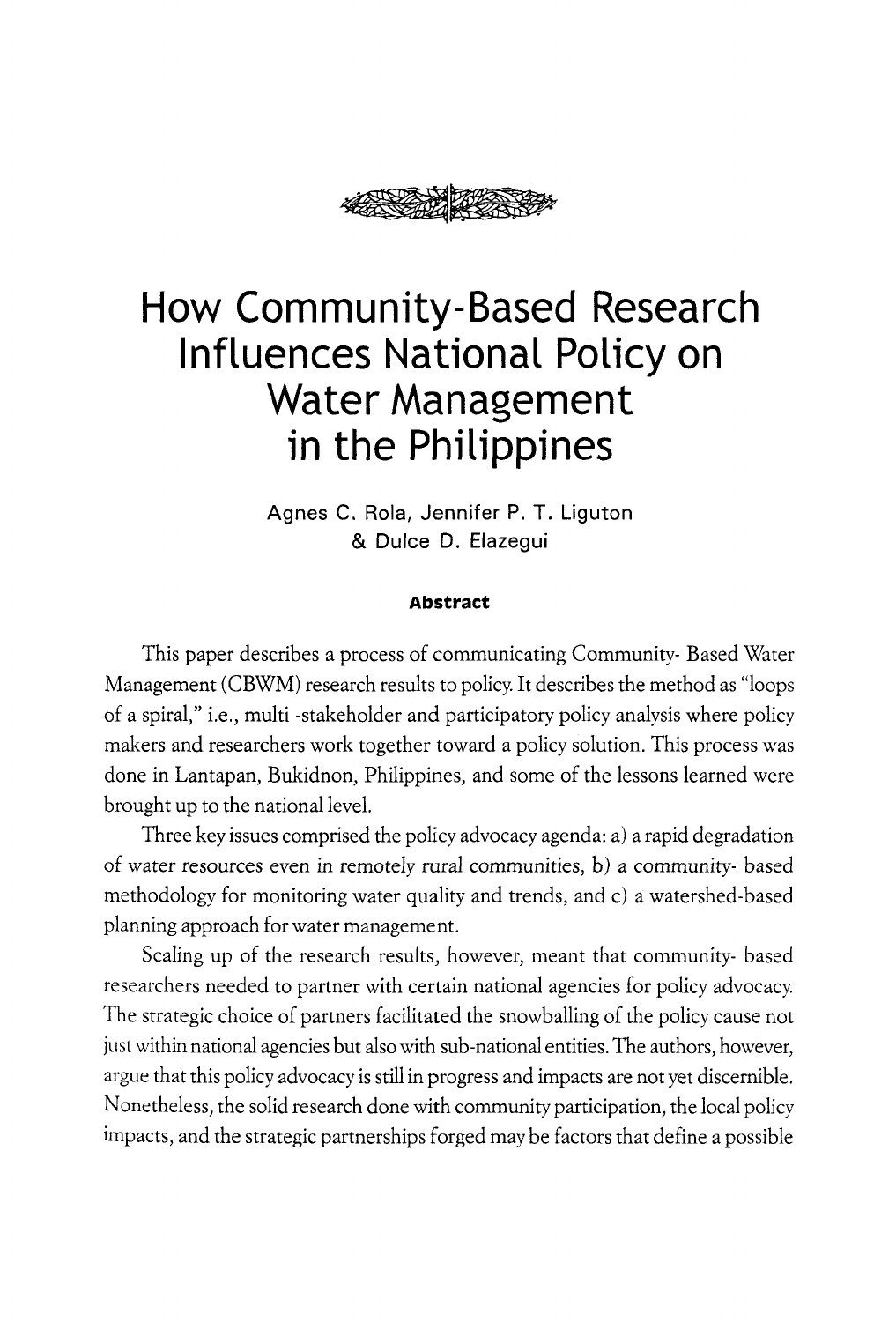# How Community-Based Research Influences National Policy on Water Management in the Philippines

Agnes C. Rola, Jennifer P. T. Liguton & Dulce D. Elazegui

### Abstract

This paper describes a process of communicating Community- Based Water Management (CBWM) research results to policy. It describes the method as "loops of a spiral," i.e., multi -stakeholder and participatory policy analysis where policy makers and researchers work together toward a policy solution. This process was done in Lantapan, Bukidnon, Philippines, and some of the lessons learned were brought up to the national level.

Three key issues comprised the policy advocacy agenda: a) a rapid degradation of water resources even in remotely rural communities, b) a community- based methodology for monitoring water quality and trends, and c) a watershed-based planning approach for water management.

Scaling up of the research results, however, meant that community- based researchers needed to partner with certain national agencies for policy advocacy. The strategic choice of partners facilitated the snowballing of the policy cause not just within national agencies but also with sub-national entities. The authors, however, argue that this policy advocacy is still in progress and impacts are not yet discernible. Nonetheless, the solid research done with community participation, the local policy impacts, and the strategic partnerships forged may be factors that define a possible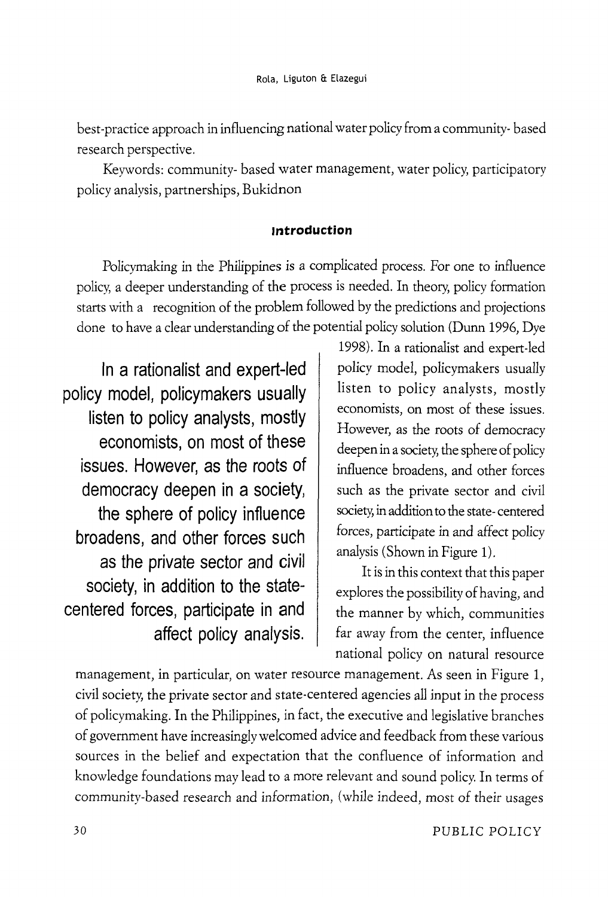best-practice approach in influencing national water policy from a community- based research perspective.

Keywords: community- based water management, water policy, participatory policy analysis, partnerships, Bukidnon

## Introduction

Policymaking in the Philippines is a complicated process. For one to influence policy, a deeper understanding of the process is needed. In theory, policy formation starts with a recognition of the problem followed by the predictions and projections done to have a clear understanding of the potential policy solution (Dunn 1996, Dye 1998). In a rationalist and expert-led policy model, policymakers usually listen to policy analysts, mostly economists, on most of these issues. However, as the roots of democracy deepen in a society, the sphere of policy influence broadens, and other forces such as the private sector and civil society, in addition to the state- centered forces, participate in and affect policy analysis (Shown in Figure 1).

> In a rationalist and expert-led policy model, policymakers usually listen to policy analysts, mostly economists, on most of these issues. However, as the roots of democracy deepen in a society, the sphere of policy influence broadens, and other forces such as the private sector and civil society, in addition to the state-centered forces, participate in and affect policy analysis.

It is in this context that this paper explores the possibility of having, and the manner by which, communities far away from the center, influence national policy on natural resource management, in particular, on water resource management. As seen in Figure 1, civil society, the private sector and state-centered agencies all input in the process of policymaking. In the Philippines, in fact, the executive and legislative branches of government have increasingly welcomed advice and feedback from these various sources in the belief and expectation that the confluence of information and knowledge foundations may lead to a more relevant and sound policy. In terms of community-based research and information, (while indeed, most of their usages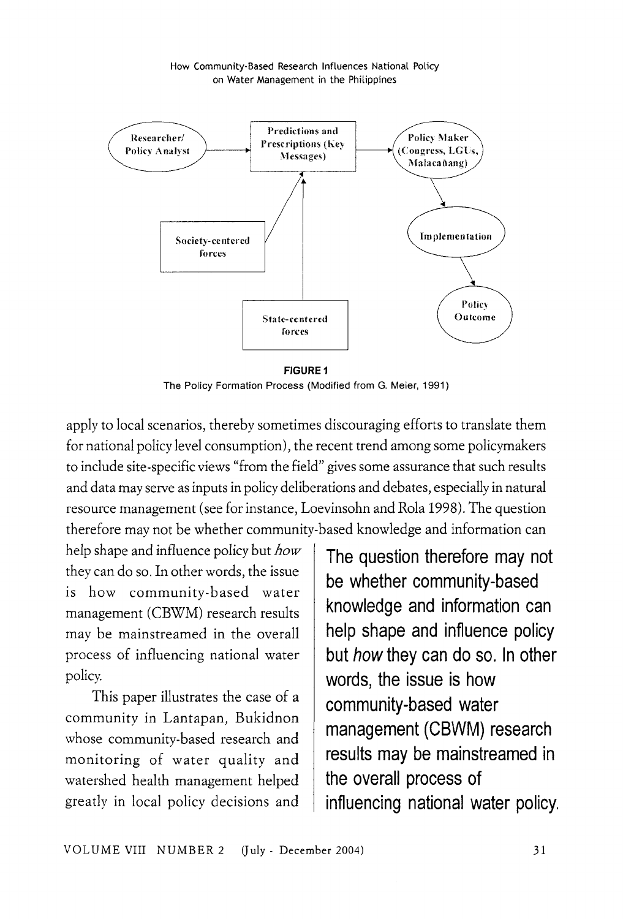**FIGURE 1**

The Policy Formation Process (Modified from G. Meier, 1991)

apply to local scenarios, thereby sometimes discouraging efforts to translate them for national policy level consumption), the recent trend among some policymakers to include site-specific views "from the field" gives some assurance that such results and data may serve as inputs in policy deliberations and debates, especially in natural resource management (see for instance, Loevinsohn and Rola 1998). The question therefore may not be whether community-based knowledge and information can help shape and influence policy but *how* they can do so. In other words, the issue is how community-based water management (CBWM) research results may be mainstreamed in the overall process of influencing national water policy.

**The question therefore may not be whether community-based knowledge and information can help shape and influence policy but *how* they can do so. In other words, the issue is how community-based water management (CBWM) research results may be mainstreamed in the overall process of influencing national water policy.**

This paper illustrates the case of a community in Lantapan, Bukidnon whose community-based research and monitoring of water quality and watershed health management helped greatly in local policy decisions and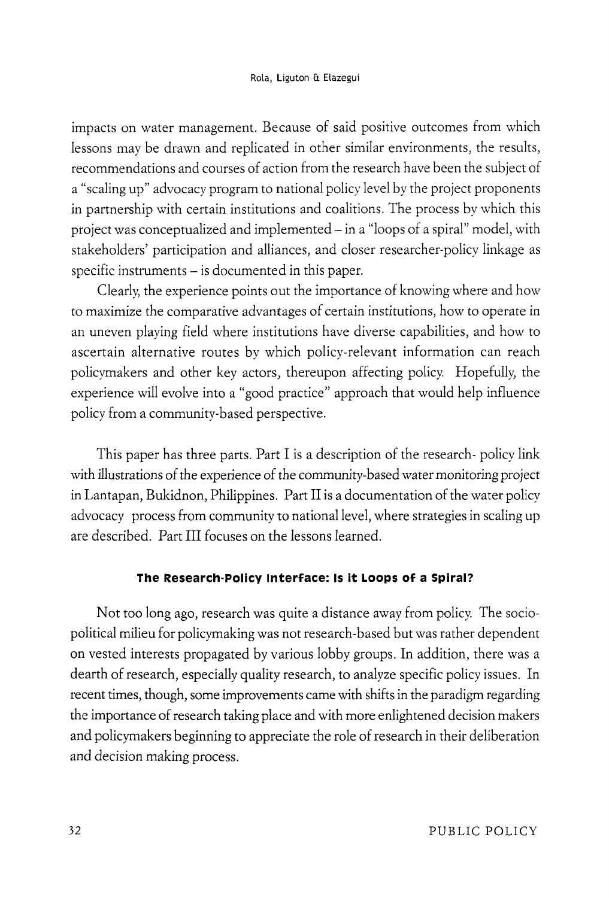impacts on water management. Because of said positive outcomes from which lessons may be drawn and replicated in other similar environments, the results, recommendations and courses of action from the research have been the subject of a "scaling up" advocacy program to national policy level by the project proponents in partnership with certain institutions and coalitions. The process by which this project was conceptualized and implemented – in a "loops of a spiral" model, with stakeholders' participation and alliances, and closer researcher-policy linkage as specific instruments – is documented in this paper.

Clearly, the experience points out the importance of knowing where and how to maximize the comparative advantages of certain institutions, how to operate in an uneven playing field where institutions have diverse capabilities, and how to ascertain alternative routes by which policy-relevant information can reach policymakers and other key actors, thereupon affecting policy. Hopefully, the experience will evolve into a "good practice" approach that would help influence policy from a community-based perspective.

This paper has three parts. Part I is a description of the research- policy link with illustrations of the experience of the community-based water monitoring project in Lantapan, Bukidnon, Philippines. Part II is a documentation of the water policy advocacy process from community to national level, where strategies in scaling up are described. Part III focuses on the lessons learned.

## The Research-Policy Interface: Is it Loops of a Spiral?

Not too long ago, research was quite a distance away from policy. The socio-political milieu for policymaking was not research-based but was rather dependent on vested interests propagated by various lobby groups. In addition, there was a dearth of research, especially quality research, to analyze specific policy issues. In recent times, though, some improvements came with shifts in the paradigm regarding the importance of research taking place and with more enlightened decision makers and policymakers beginning to appreciate the role of research in their deliberation and decision making process.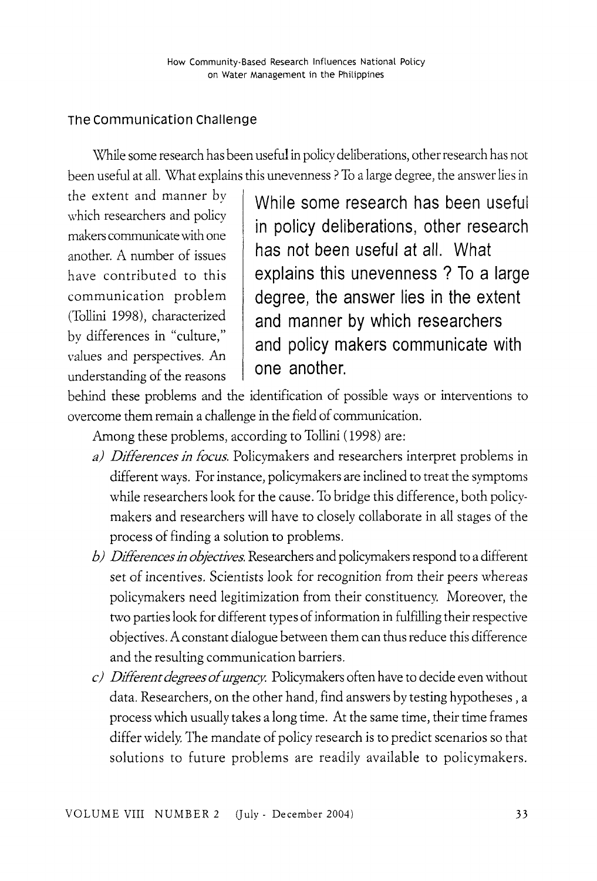## The Communication Challenge

While some research has been useful in policy deliberations, other research has not been useful at all. What explains this unevenness ? To a large degree, the answer lies in the extent and manner by which researchers and policy makers communicate with one another. A number of issues have contributed to this communication problem (Tollini 1998), characterized by differences in "culture," values and perspectives. An understanding of the reasons behind these problems and the identification of possible ways or interventions to overcome them remain a challenge in the field of communication.

> **While some research has been useful in policy deliberations, other research has not been useful at all. What explains this unevenness ? To a large degree, the answer lies in the extent and manner by which researchers and policy makers communicate with one another.**

Among these problems, according to Tollini (1998) are:

a) *Differences in focus.* Policymakers and researchers interpret problems in different ways. For instance, policymakers are inclined to treat the symptoms while researchers look for the cause. To bridge this difference, both policymakers and researchers will have to closely collaborate in all stages of the process of finding a solution to problems.

b) *Differences in objectives.* Researchers and policymakers respond to a different set of incentives. Scientists look for recognition from their peers whereas policymakers need legitimization from their constituency. Moreover, the two parties look for different types of information in fulfilling their respective objectives. A constant dialogue between them can thus reduce this difference and the resulting communication barriers.

c) *Different degrees of urgency.* Policymakers often have to decide even without data. Researchers, on the other hand, find answers by testing hypotheses , a process which usually takes a long time. At the same time, their time frames differ widely. The mandate of policy research is to predict scenarios so that solutions to future problems are readily available to policymakers.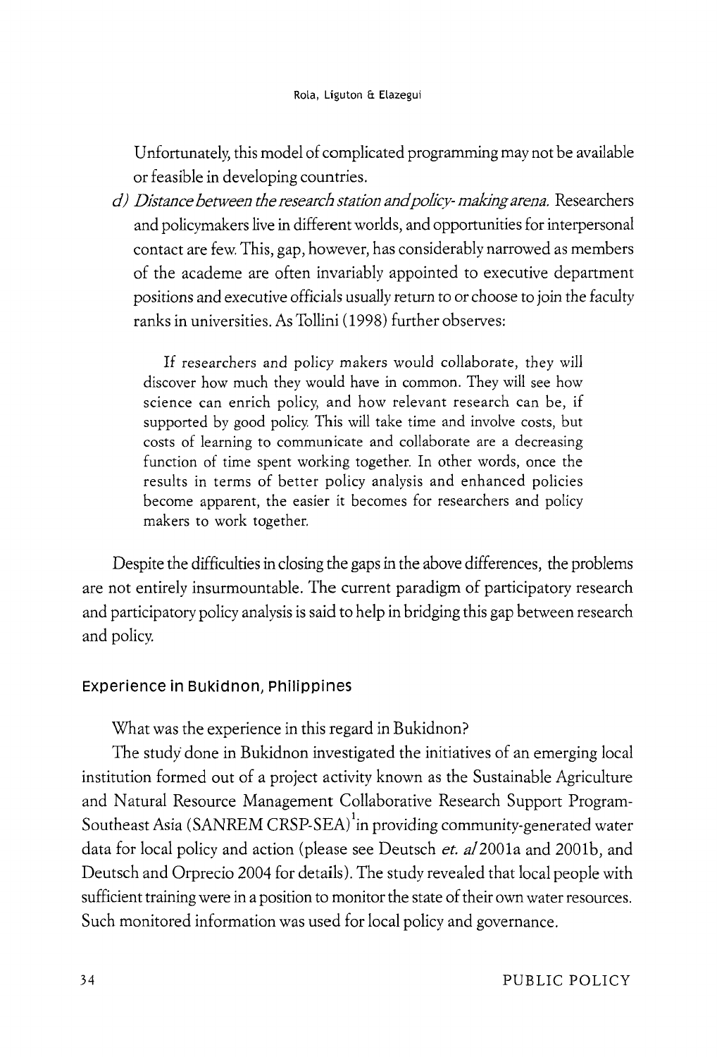Unfortunately, this model of complicated programming may not be available or feasible in developing countries.

*d) Distance between the research station and policy- making arena.* Researchers and policymakers live in different worlds, and opportunities for interpersonal contact are few. This, gap, however, has considerably narrowed as members of the academe are often invariably appointed to executive department positions and executive officials usually return to or choose to join the faculty ranks in universities. As Tollini (1998) further observes:

> If researchers and policy makers would collaborate, they will discover how much they would have in common. They will see how science can enrich policy, and how relevant research can be, if supported by good policy. This will take time and involve costs, but costs of learning to communicate and collaborate are a decreasing function of time spent working together. In other words, once the results in terms of better policy analysis and enhanced policies become apparent, the easier it becomes for researchers and policy makers to work together.

Despite the difficulties in closing the gaps in the above differences, the problems are not entirely insurmountable. The current paradigm of participatory research and participatory policy analysis is said to help in bridging this gap between research and policy.

## Experience in Bukidnon, Philippines

What was the experience in this regard in Bukidnon?

The study done in Bukidnon investigated the initiatives of an emerging local institution formed out of a project activity known as the Sustainable Agriculture and Natural Resource Management Collaborative Research Support Program-Southeast Asia (SANREM CRSP-SEA)[1] in providing community-generated water data for local policy and action (please see Deutsch *et. al* 2001a and 2001b, and Deutsch and Orprecio 2004 for details). The study revealed that local people with sufficient training were in a position to monitor the state of their own water resources. Such monitored information was used for local policy and governance.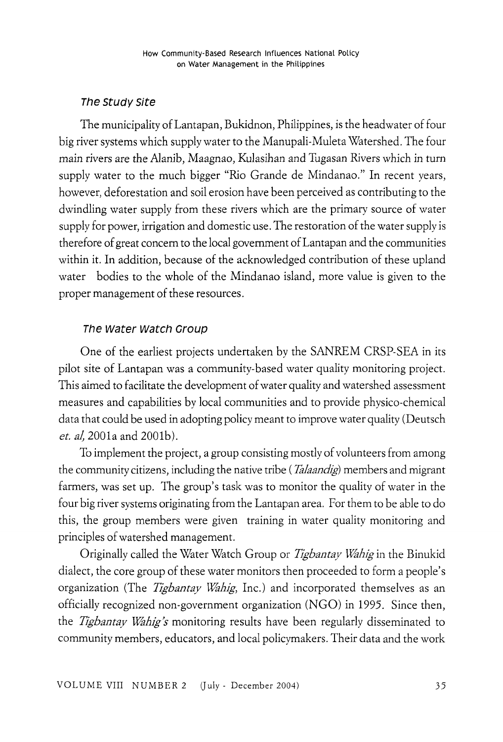### *The Study Site*

The municipality of Lantapan, Bukidnon, Philippines, is the headwater of four big river systems which supply water to the Manupali-Muleta Watershed. The four main rivers are the Alanib, Maagnao, Kulasihan and Tugasan Rivers which in turn supply water to the much bigger "Rio Grande de Mindanao." In recent years, however, deforestation and soil erosion have been perceived as contributing to the dwindling water supply from these rivers which are the primary source of water supply for power, irrigation and domestic use. The restoration of the water supply is therefore of great concern to the local government of Lantapan and the communities within it. In addition, because of the acknowledged contribution of these upland water bodies to the whole of the Mindanao island, more value is given to the proper management of these resources.

### *The Water Watch Group*

One of the earliest projects undertaken by the SANREM CRSP-SEA in its pilot site of Lantapan was a community-based water quality monitoring project. This aimed to facilitate the development of water quality and watershed assessment measures and capabilities by local communities and to provide physico-chemical data that could be used in adopting policy meant to improve water quality (Deutsch *et. al,* 2001a and 2001b).

To implement the project, a group consisting mostly of volunteers from among the community citizens, including the native tribe (*Talaandig*) members and migrant farmers, was set up. The group's task was to monitor the quality of water in the four big river systems originating from the Lantapan area. For them to be able to do this, the group members were given training in water quality monitoring and principles of watershed management.

Originally called the Water Watch Group or *Tigbantay Wahig* in the Binukid dialect, the core group of these water monitors then proceeded to form a people's organization (The *Tigbantay Wahig,* Inc.) and incorporated themselves as an officially recognized non-government organization (NGO) in 1995. Since then, the *Tigbantay Wahig's* monitoring results have been regularly disseminated to community members, educators, and local policymakers. Their data and the work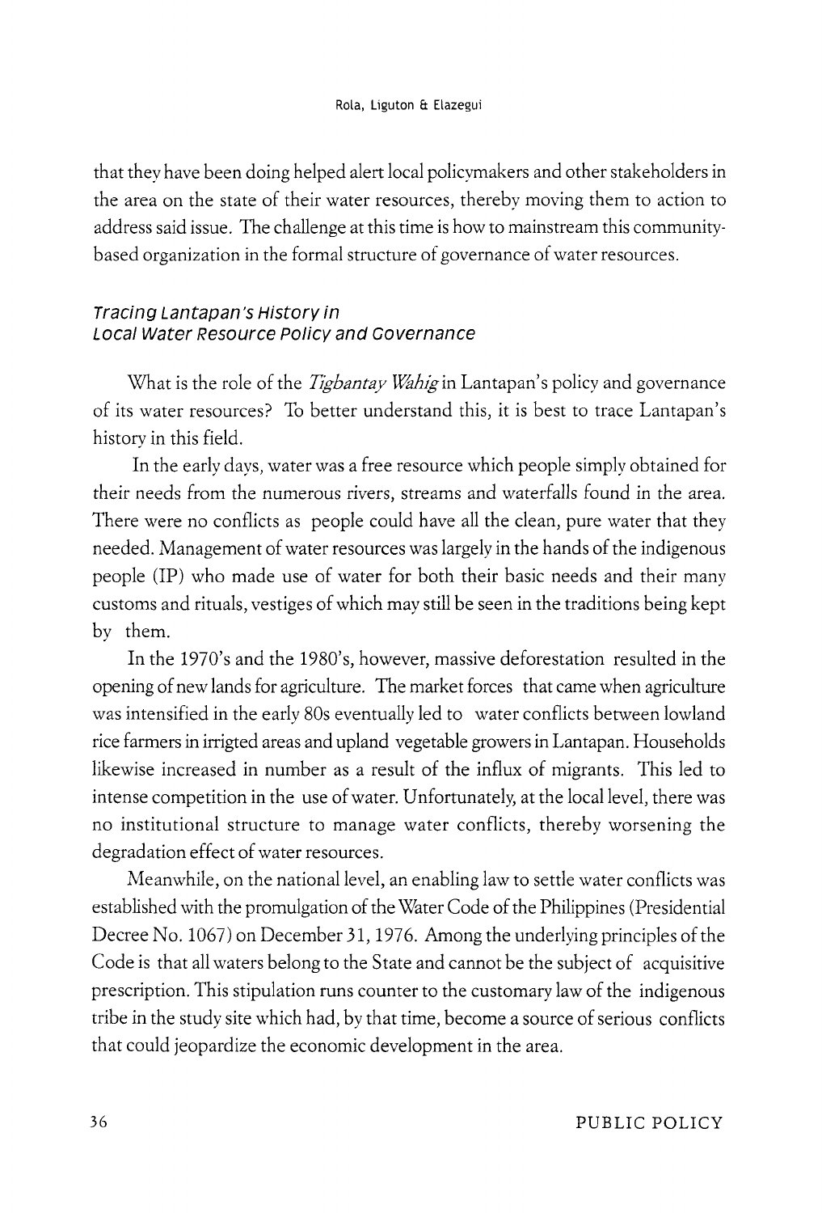that they have been doing helped alert local policymakers and other stakeholders in the area on the state of their water resources, thereby moving them to action to address said issue. The challenge at this time is how to mainstream this community-based organization in the formal structure of governance of water resources.

### *Tracing Lantapan's History in Local Water Resource Policy and Governance*

What is the role of the *Tigbantay Wahig* in Lantapan's policy and governance of its water resources? To better understand this, it is best to trace Lantapan's history in this field.

In the early days, water was a free resource which people simply obtained for their needs from the numerous rivers, streams and waterfalls found in the area. There were no conflicts as people could have all the clean, pure water that they needed. Management of water resources was largely in the hands of the indigenous people (IP) who made use of water for both their basic needs and their many customs and rituals, vestiges of which may still be seen in the traditions being kept by them.

In the 1970's and the 1980's, however, massive deforestation resulted in the opening of new lands for agriculture. The market forces that came when agriculture was intensified in the early 80s eventually led to water conflicts between lowland rice farmers in irrigted areas and upland vegetable growers in Lantapan. Households likewise increased in number as a result of the influx of migrants. This led to intense competition in the use of water. Unfortunately, at the local level, there was no institutional structure to manage water conflicts, thereby worsening the degradation effect of water resources.

Meanwhile, on the national level, an enabling law to settle water conflicts was established with the promulgation of the Water Code of the Philippines (Presidential Decree No. 1067) on December 31, 1976. Among the underlying principles of the Code is that all waters belong to the State and cannot be the subject of acquisitive prescription. This stipulation runs counter to the customary law of the indigenous tribe in the study site which had, by that time, become a source of serious conflicts that could jeopardize the economic development in the area.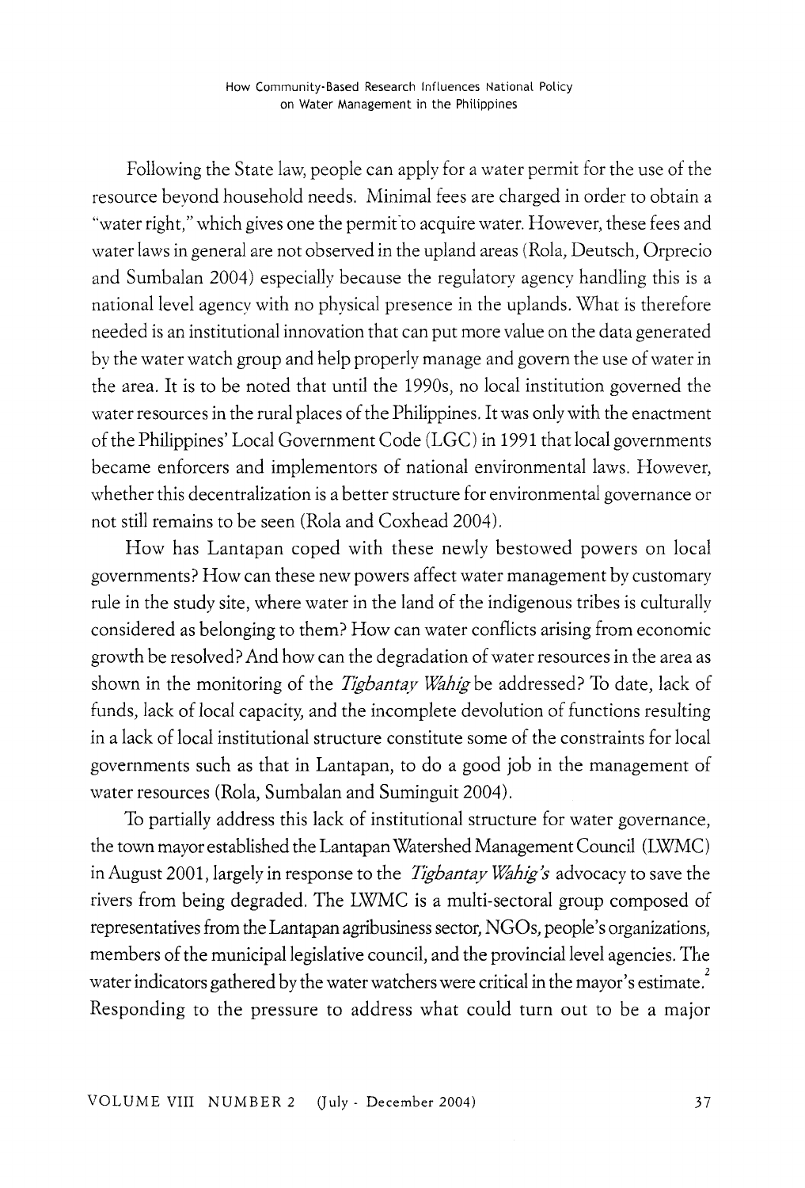Following the State law, people can apply for a water permit for the use of the resource beyond household needs. Minimal fees are charged in order to obtain a "water right," which gives one the permit to acquire water. However, these fees and water laws in general are not observed in the upland areas (Rola, Deutsch, Orprecio and Sumbalan 2004) especially because the regulatory agency handling this is a national level agency with no physical presence in the uplands. What is therefore needed is an institutional innovation that can put more value on the data generated by the water watch group and help properly manage and govern the use of water in the area. It is to be noted that until the 1990s, no local institution governed the water resources in the rural places of the Philippines. It was only with the enactment of the Philippines' Local Government Code (LGC) in 1991 that local governments became enforcers and implementors of national environmental laws. However, whether this decentralization is a better structure for environmental governance or not still remains to be seen (Rola and Coxhead 2004).

How has Lantapan coped with these newly bestowed powers on local governments? How can these new powers affect water management by customary rule in the study site, where water in the land of the indigenous tribes is culturally considered as belonging to them? How can water conflicts arising from economic growth be resolved? And how can the degradation of water resources in the area as shown in the monitoring of the *Tigbantay Wahig* be addressed? To date, lack of funds, lack of local capacity, and the incomplete devolution of functions resulting in a lack of local institutional structure constitute some of the constraints for local governments such as that in Lantapan, to do a good job in the management of water resources (Rola, Sumbalan and Suminguit 2004).

To partially address this lack of institutional structure for water governance, the town mayor established the Lantapan Watershed Management Council (LWMC) in August 2001, largely in response to the *Tigbantay Wahig's* advocacy to save the rivers from being degraded. The LWMC is a multi-sectoral group composed of representatives from the Lantapan agribusiness sector, NGOs, people's organizations, members of the municipal legislative council, and the provincial level agencies. The water indicators gathered by the water watchers were critical in the mayor's estimate.[2] Responding to the pressure to address what could turn out to be a major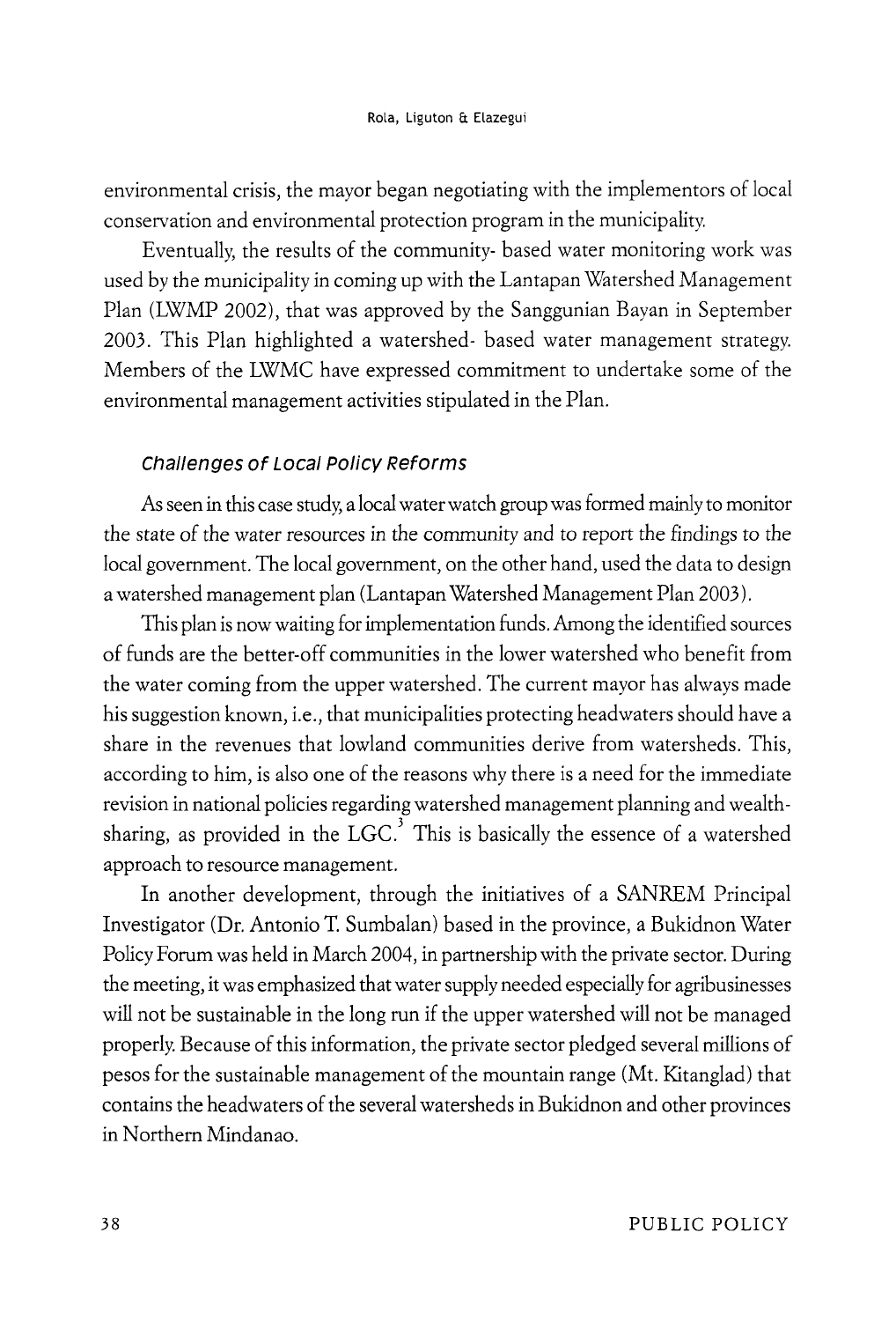environmental crisis, the mayor began negotiating with the implementors of local conservation and environmental protection program in the municipality.

Eventually, the results of the community- based water monitoring work was used by the municipality in coming up with the Lantapan Watershed Management Plan (LWMP 2002), that was approved by the Sanggunian Bayan in September 2003. This Plan highlighted a watershed- based water management strategy. Members of the LWMC have expressed commitment to undertake some of the environmental management activities stipulated in the Plan.

### *Challenges of Local Policy Reforms*

As seen in this case study, a local water watch group was formed mainly to monitor the state of the water resources in the community and to report the findings to the local government. The local government, on the other hand, used the data to design a watershed management plan (Lantapan Watershed Management Plan 2003).

This plan is now waiting for implementation funds. Among the identified sources of funds are the better-off communities in the lower watershed who benefit from the water coming from the upper watershed. The current mayor has always made his suggestion known, i.e., that municipalities protecting headwaters should have a share in the revenues that lowland communities derive from watersheds. This, according to him, is also one of the reasons why there is a need for the immediate revision in national policies regarding watershed management planning and wealth-sharing, as provided in the LGC.[3] This is basically the essence of a watershed approach to resource management.

In another development, through the initiatives of a SANREM Principal Investigator (Dr. Antonio T. Sumbalan) based in the province, a Bukidnon Water Policy Forum was held in March 2004, in partnership with the private sector. During the meeting, it was emphasized that water supply needed especially for agribusinesses will not be sustainable in the long run if the upper watershed will not be managed properly. Because of this information, the private sector pledged several millions of pesos for the sustainable management of the mountain range (Mt. Kitanglad) that contains the headwaters of the several watersheds in Bukidnon and other provinces in Northern Mindanao.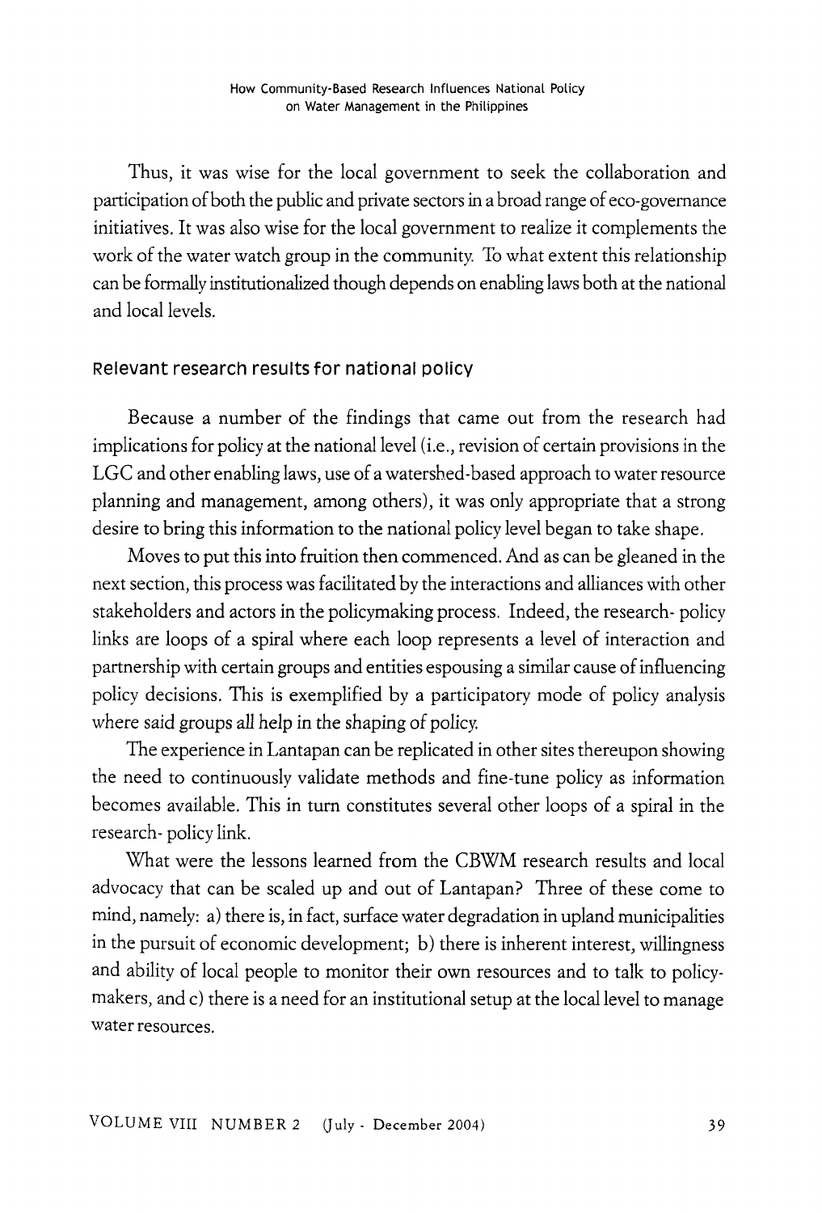Thus, it was wise for the local government to seek the collaboration and participation of both the public and private sectors in a broad range of eco-governance initiatives. It was also wise for the local government to realize it complements the work of the water watch group in the community. To what extent this relationship can be formally institutionalized though depends on enabling laws both at the national and local levels.

## Relevant research results for national policy

Because a number of the findings that came out from the research had implications for policy at the national level (i.e., revision of certain provisions in the LGC and other enabling laws, use of a watershed-based approach to water resource planning and management, among others), it was only appropriate that a strong desire to bring this information to the national policy level began to take shape.

Moves to put this into fruition then commenced. And as can be gleaned in the next section, this process was facilitated by the interactions and alliances with other stakeholders and actors in the policymaking process. Indeed, the research- policy links are loops of a spiral where each loop represents a level of interaction and partnership with certain groups and entities espousing a similar cause of influencing policy decisions. This is exemplified by a participatory mode of policy analysis where said groups all help in the shaping of policy.

The experience in Lantapan can be replicated in other sites thereupon showing the need to continuously validate methods and fine-tune policy as information becomes available. This in turn constitutes several other loops of a spiral in the research- policy link.

What were the lessons learned from the CBWM research results and local advocacy that can be scaled up and out of Lantapan? Three of these come to mind, namely: a) there is, in fact, surface water degradation in upland municipalities in the pursuit of economic development; b) there is inherent interest, willingness and ability of local people to monitor their own resources and to talk to policy-makers, and c) there is a need for an institutional setup at the local level to manage water resources.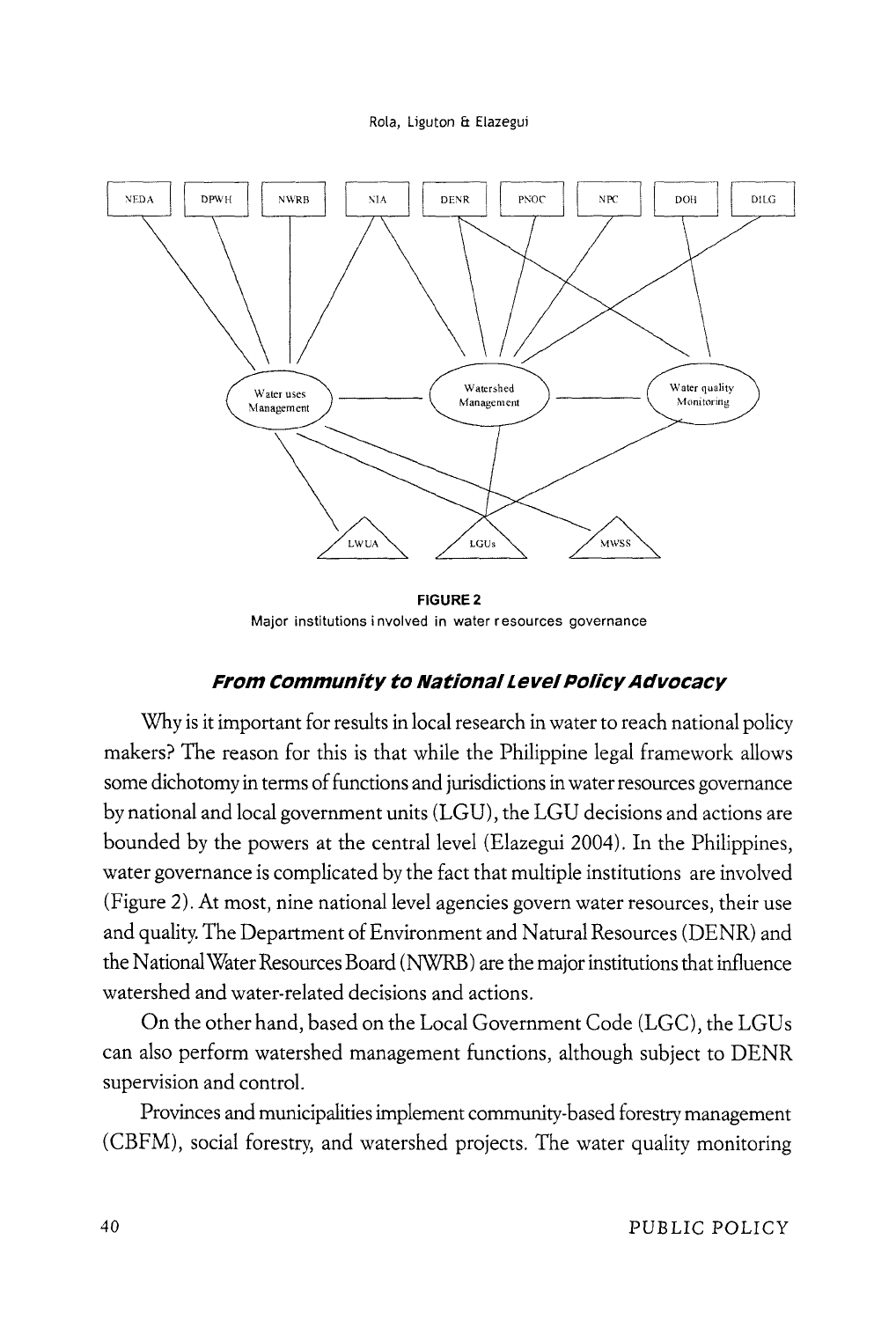**FIGURE 2**
Major institutions involved in water resources governance

### *From Community to National Level Policy Advocacy*

Why is it important for results in local research in water to reach national policy makers? The reason for this is that while the Philippine legal framework allows some dichotomy in terms of functions and jurisdictions in water resources governance by national and local government units (LGU), the LGU decisions and actions are bounded by the powers at the central level (Elazegui 2004). In the Philippines, water governance is complicated by the fact that multiple institutions are involved (Figure 2). At most, nine national level agencies govern water resources, their use and quality. The Department of Environment and Natural Resources (DENR) and the National Water Resources Board (NWRB) are the major institutions that influence watershed and water-related decisions and actions.

On the other hand, based on the Local Government Code (LGC), the LGUs can also perform watershed management functions, although subject to DENR supervision and control.

Provinces and municipalities implement community-based forestry management (CBFM), social forestry, and watershed projects. The water quality monitoring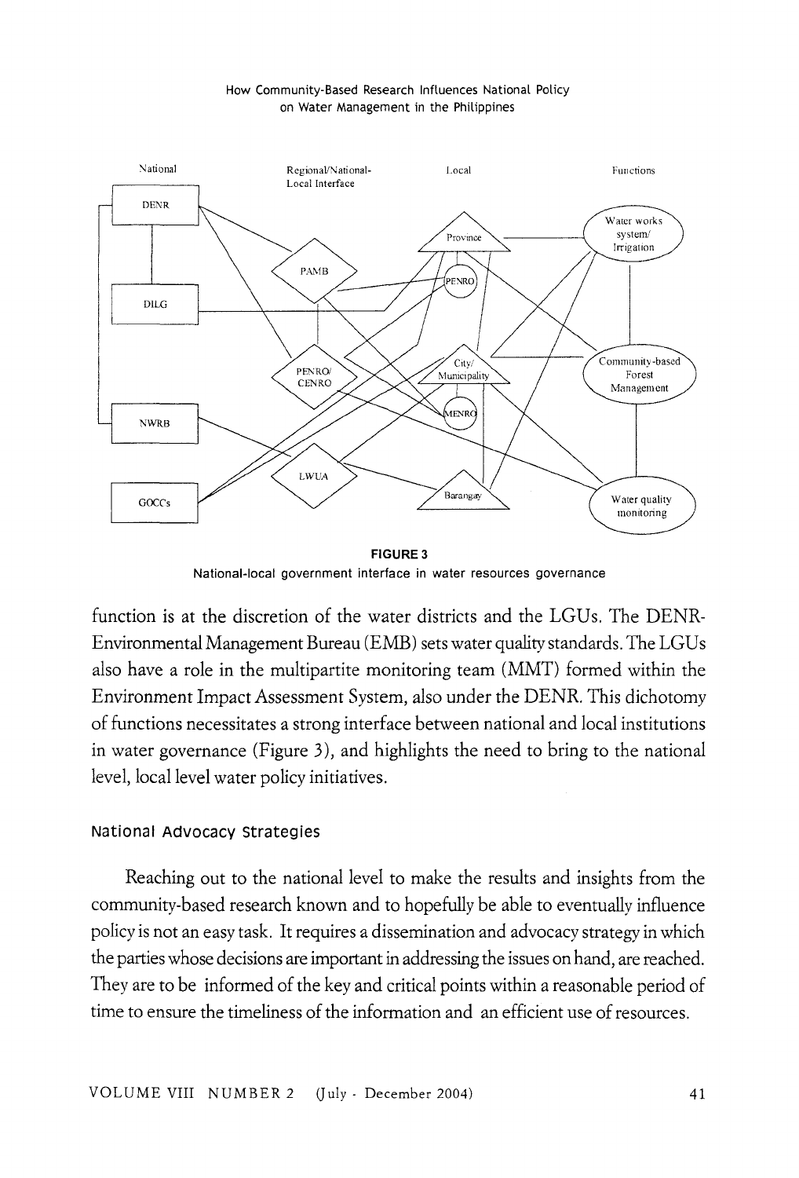**FIGURE 3**
National-local government interface in water resources governance

function is at the discretion of the water districts and the LGUs. The DENR-Environmental Management Bureau (EMB) sets water quality standards. The LGUs also have a role in the multipartite monitoring team (MMT) formed within the Environment Impact Assessment System, also under the DENR. This dichotomy of functions necessitates a strong interface between national and local institutions in water governance (Figure 3), and highlights the need to bring to the national level, local level water policy initiatives.

### National Advocacy Strategies

Reaching out to the national level to make the results and insights from the community-based research known and to hopefully be able to eventually influence policy is not an easy task. It requires a dissemination and advocacy strategy in which the parties whose decisions are important in addressing the issues on hand, are reached. They are to be informed of the key and critical points within a reasonable period of time to ensure the timeliness of the information and an efficient use of resources.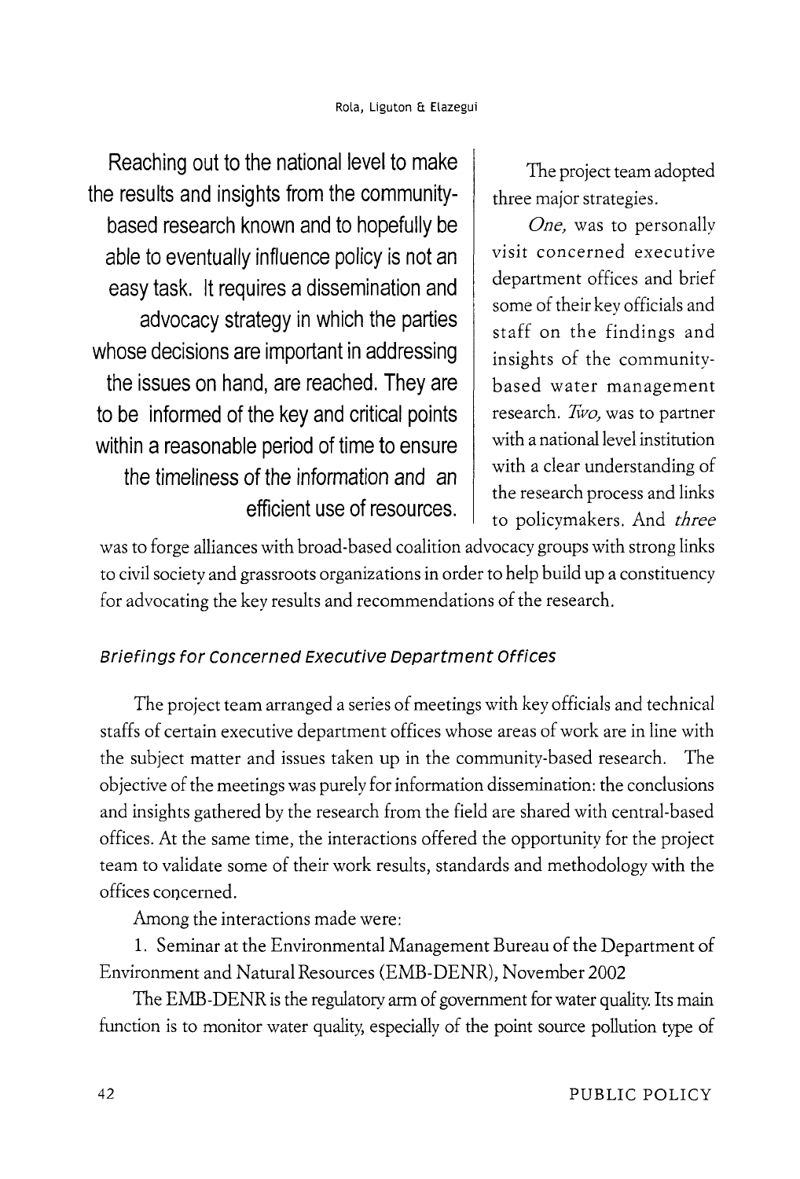Reaching out to the national level to make the results and insights from the community-based research known and to hopefully be able to eventually influence policy is not an easy task. It requires a dissemination and advocacy strategy in which the parties whose decisions are important in addressing the issues on hand, are reached. They are to be informed of the key and critical points within a reasonable period of time to ensure the timeliness of the information and an efficient use of resources.

The project team adopted three major strategies.

*One,* was to personally visit concerned executive department offices and brief some of their key officials and staff on the findings and insights of the community-based water management research. *Two,* was to partner with a national level institution with a clear understanding of the research process and links to policymakers. And *three* was to forge alliances with broad-based coalition advocacy groups with strong links to civil society and grassroots organizations in order to help build up a constituency for advocating the key results and recommendations of the research.

### *Briefings for Concerned Executive Department Offices*

The project team arranged a series of meetings with key officials and technical staffs of certain executive department offices whose areas of work are in line with the subject matter and issues taken up in the community-based research. The objective of the meetings was purely for information dissemination: the conclusions and insights gathered by the research from the field are shared with central-based offices. At the same time, the interactions offered the opportunity for the project team to validate some of their work results, standards and methodology with the offices concerned.

Among the interactions made were:

1. Seminar at the Environmental Management Bureau of the Department of Environment and Natural Resources (EMB-DENR), November 2002

The EMB-DENR is the regulatory arm of government for water quality. Its main function is to monitor water quality, especially of the point source pollution type of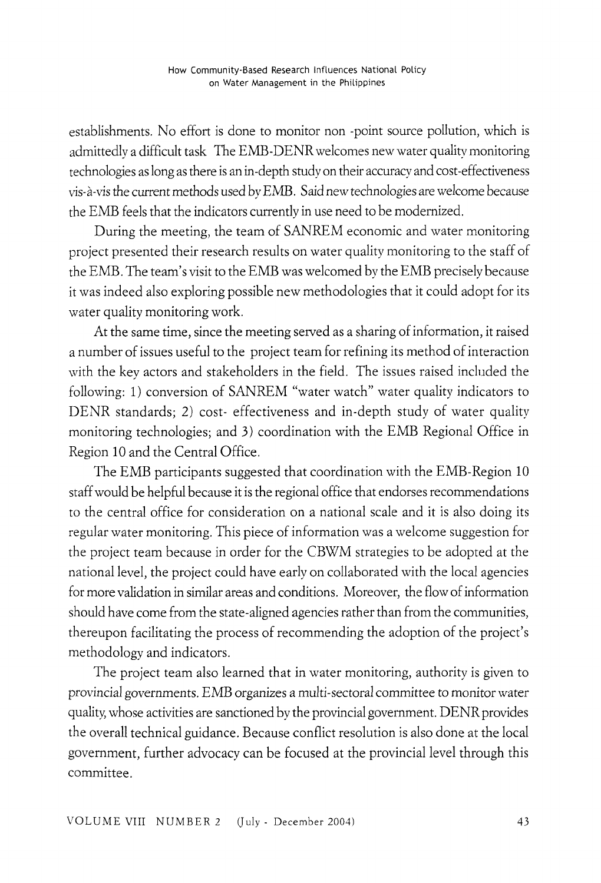establishments. No effort is done to monitor non -point source pollution, which is admittedly a difficult task The EMB-DENR welcomes new water quality monitoring technologies as long as there is an in-depth study on their accuracy and cost-effectiveness vis-à-vis the current methods used by EMB. Said new technologies are welcome because the EMB feels that the indicators currently in use need to be modernized.

During the meeting, the team of SANREM economic and water monitoring project presented their research results on water quality monitoring to the staff of the EMB. The team's visit to the EMB was welcomed by the EMB precisely because it was indeed also exploring possible new methodologies that it could adopt for its water quality monitoring work.

At the same time, since the meeting served as a sharing of information, it raised a number of issues useful to the project team for refining its method of interaction with the key actors and stakeholders in the field. The issues raised included the following: 1) conversion of SANREM "water watch" water quality indicators to DENR standards; 2) cost- effectiveness and in-depth study of water quality monitoring technologies; and 3) coordination with the EMB Regional Office in Region 10 and the Central Office.

The EMB participants suggested that coordination with the EMB-Region 10 staff would be helpful because it is the regional office that endorses recommendations to the central office for consideration on a national scale and it is also doing its regular water monitoring. This piece of information was a welcome suggestion for the project team because in order for the CBWM strategies to be adopted at the national level, the project could have early on collaborated with the local agencies for more validation in similar areas and conditions. Moreover, the flow of information should have come from the state-aligned agencies rather than from the communities, thereupon facilitating the process of recommending the adoption of the project's methodology and indicators.

The project team also learned that in water monitoring, authority is given to provincial governments. EMB organizes a multi-sectoral committee to monitor water quality, whose activities are sanctioned by the provincial government. DENR provides the overall technical guidance. Because conflict resolution is also done at the local government, further advocacy can be focused at the provincial level through this committee.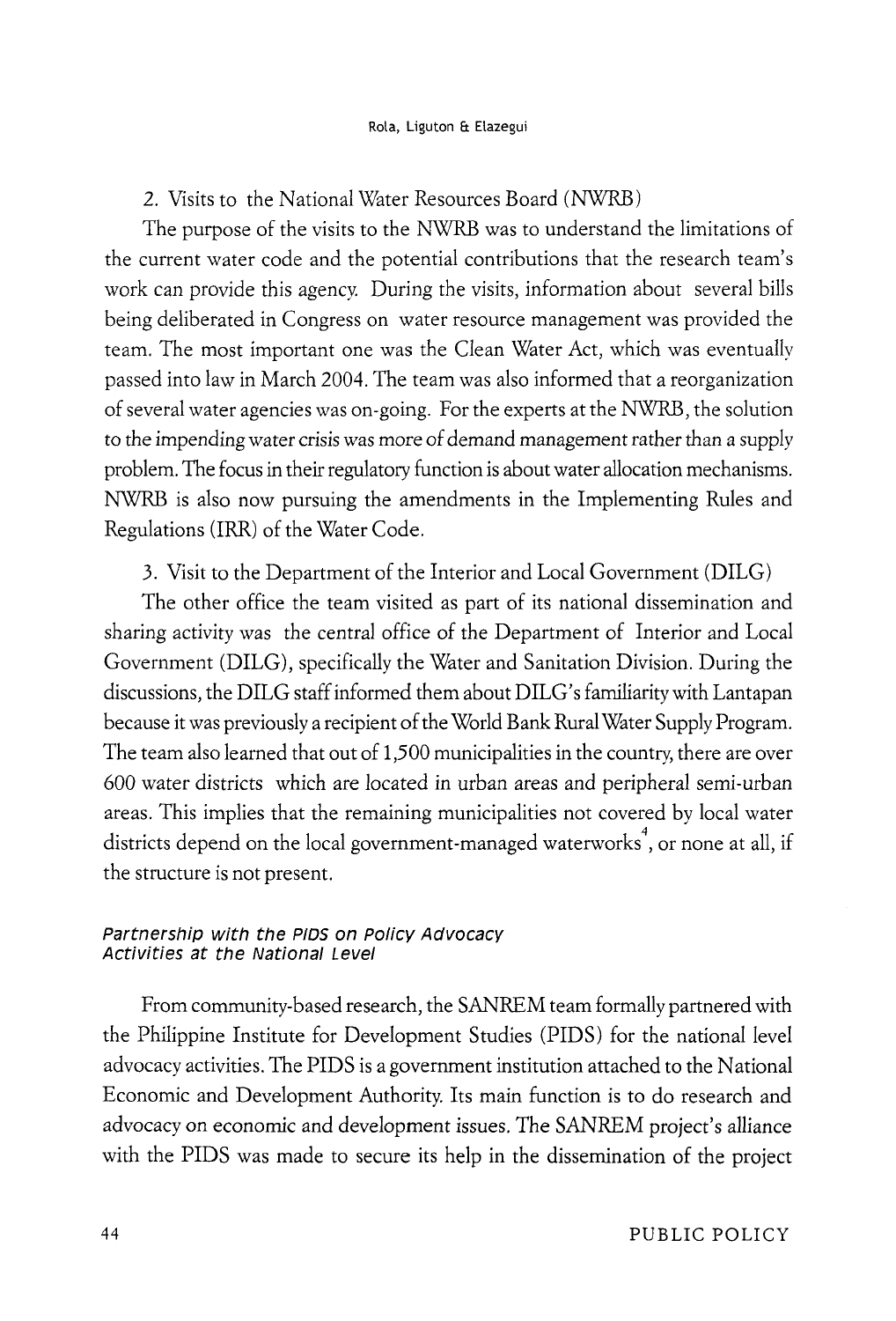2. Visits to the National Water Resources Board (NWRB)

The purpose of the visits to the NWRB was to understand the limitations of the current water code and the potential contributions that the research team's work can provide this agency. During the visits, information about several bills being deliberated in Congress on water resource management was provided the team. The most important one was the Clean Water Act, which was eventually passed into law in March 2004. The team was also informed that a reorganization of several water agencies was on-going. For the experts at the NWRB, the solution to the impending water crisis was more of demand management rather than a supply problem. The focus in their regulatory function is about water allocation mechanisms. NWRB is also now pursuing the amendments in the Implementing Rules and Regulations (IRR) of the Water Code.

3. Visit to the Department of the Interior and Local Government (DILG)

The other office the team visited as part of its national dissemination and sharing activity was the central office of the Department of Interior and Local Government (DILG), specifically the Water and Sanitation Division. During the discussions, the DILG staff informed them about DILG's familiarity with Lantapan because it was previously a recipient of the World Bank Rural Water Supply Program. The team also learned that out of 1,500 municipalities in the country, there are over 600 water districts which are located in urban areas and peripheral semi-urban areas. This implies that the remaining municipalities not covered by local water districts depend on the local government-managed waterworks[4], or none at all, if the structure is not present.

### *Partnership with the PIDS on Policy Advocacy Activities at the National Level*

From community-based research, the SANREM team formally partnered with the Philippine Institute for Development Studies (PIDS) for the national level advocacy activities. The PIDS is a government institution attached to the National Economic and Development Authority. Its main function is to do research and advocacy on economic and development issues. The SANREM project's alliance with the PIDS was made to secure its help in the dissemination of the project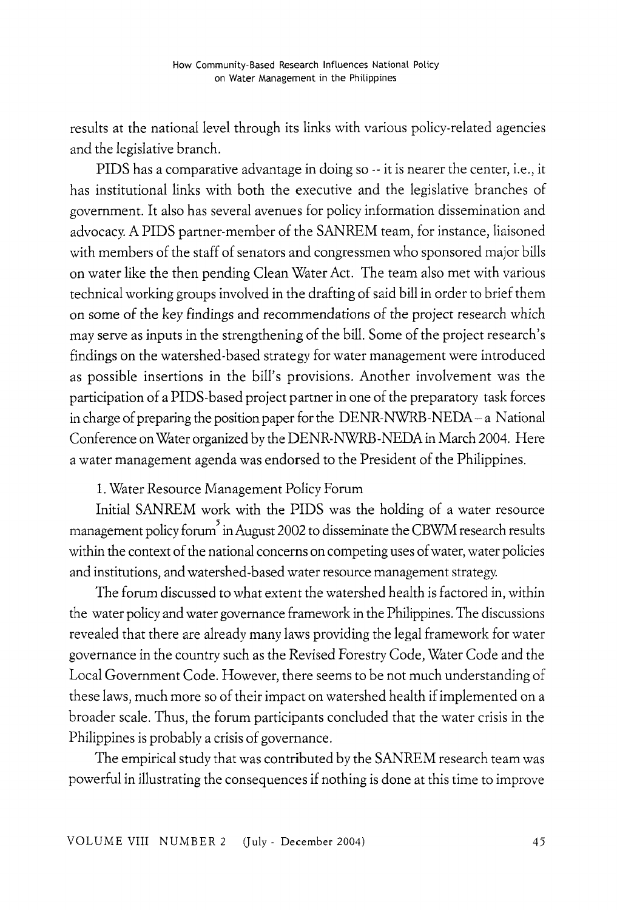results at the national level through its links with various policy-related agencies and the legislative branch.

PIDS has a comparative advantage in doing so -- it is nearer the center, i.e., it has institutional links with both the executive and the legislative branches of government. It also has several avenues for policy information dissemination and advocacy. A PIDS partner-member of the SANREM team, for instance, liaisoned with members of the staff of senators and congressmen who sponsored major bills on water like the then pending Clean Water Act. The team also met with various technical working groups involved in the drafting of said bill in order to brief them on some of the key findings and recommendations of the project research which may serve as inputs in the strengthening of the bill. Some of the project research's findings on the watershed-based strategy for water management were introduced as possible insertions in the bill's provisions. Another involvement was the participation of a PIDS-based project partner in one of the preparatory task forces in charge of preparing the position paper for the DENR-NWRB-NEDA – a National Conference on Water organized by the DENR-NWRB-NEDA in March 2004. Here a water management agenda was endorsed to the President of the Philippines.

1. Water Resource Management Policy Forum

Initial SANREM work with the PIDS was the holding of a water resource management policy forum[5] in August 2002 to disseminate the CBWM research results within the context of the national concerns on competing uses of water, water policies and institutions, and watershed-based water resource management strategy.

The forum discussed to what extent the watershed health is factored in, within the water policy and water governance framework in the Philippines. The discussions revealed that there are already many laws providing the legal framework for water governance in the country such as the Revised Forestry Code, Water Code and the Local Government Code. However, there seems to be not much understanding of these laws, much more so of their impact on watershed health if implemented on a broader scale. Thus, the forum participants concluded that the water crisis in the Philippines is probably a crisis of governance.

The empirical study that was contributed by the SANREM research team was powerful in illustrating the consequences if nothing is done at this time to improve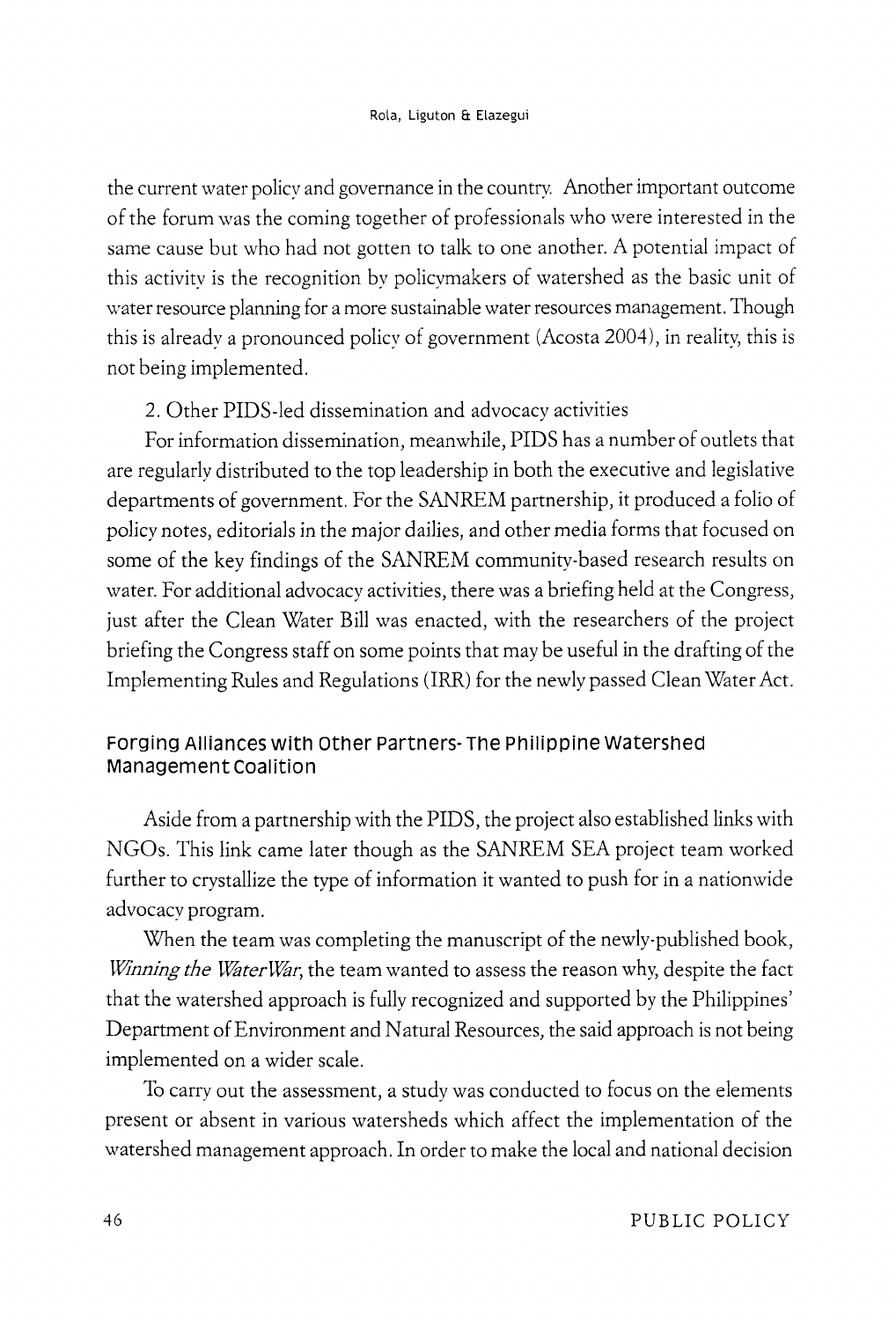the current water policy and governance in the country. Another important outcome of the forum was the coming together of professionals who were interested in the same cause but who had not gotten to talk to one another. A potential impact of this activity is the recognition by policymakers of watershed as the basic unit of water resource planning for a more sustainable water resources management. Though this is already a pronounced policy of government (Acosta 2004), in reality, this is not being implemented.

2. Other PIDS-led dissemination and advocacy activities

For information dissemination, meanwhile, PIDS has a number of outlets that are regularly distributed to the top leadership in both the executive and legislative departments of government. For the SANREM partnership, it produced a folio of policy notes, editorials in the major dailies, and other media forms that focused on some of the key findings of the SANREM community-based research results on water. For additional advocacy activities, there was a briefing held at the Congress, just after the Clean Water Bill was enacted, with the researchers of the project briefing the Congress staff on some points that may be useful in the drafting of the Implementing Rules and Regulations (IRR) for the newly passed Clean Water Act.

## Forging Alliances with Other Partners- The Philippine Watershed Management Coalition

Aside from a partnership with the PIDS, the project also established links with NGOs. This link came later though as the SANREM SEA project team worked further to crystallize the type of information it wanted to push for in a nationwide advocacy program.

When the team was completing the manuscript of the newly-published book, *Winning the WaterWar*, the team wanted to assess the reason why, despite the fact that the watershed approach is fully recognized and supported by the Philippines' Department of Environment and Natural Resources, the said approach is not being implemented on a wider scale.

To carry out the assessment, a study was conducted to focus on the elements present or absent in various watersheds which affect the implementation of the watershed management approach. In order to make the local and national decision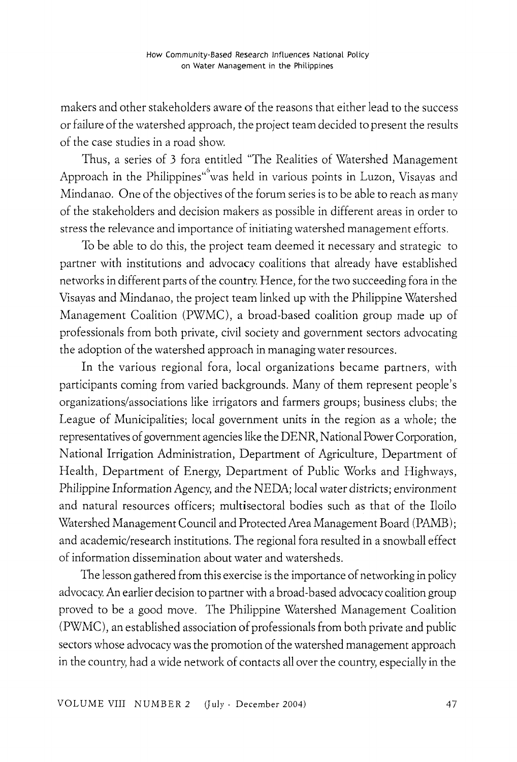makers and other stakeholders aware of the reasons that either lead to the success or failure of the watershed approach, the project team decided to present the results of the case studies in a road show.

Thus, a series of 3 fora entitled "The Realities of Watershed Management Approach in the Philippines"[6] was held in various points in Luzon, Visayas and Mindanao. One of the objectives of the forum series is to be able to reach as many of the stakeholders and decision makers as possible in different areas in order to stress the relevance and importance of initiating watershed management efforts.

To be able to do this, the project team deemed it necessary and strategic to partner with institutions and advocacy coalitions that already have established networks in different parts of the country. Hence, for the two succeeding fora in the Visayas and Mindanao, the project team linked up with the Philippine Watershed Management Coalition (PWMC), a broad-based coalition group made up of professionals from both private, civil society and government sectors advocating the adoption of the watershed approach in managing water resources.

In the various regional fora, local organizations became partners, with participants coming from varied backgrounds. Many of them represent people's organizations/associations like irrigators and farmers groups; business clubs; the League of Municipalities; local government units in the region as a whole; the representatives of government agencies like the DENR, National Power Corporation, National Irrigation Administration, Department of Agriculture, Department of Health, Department of Energy, Department of Public Works and Highways, Philippine Information Agency, and the NEDA; local water districts; environment and natural resources officers; multisectoral bodies such as that of the Iloilo Watershed Management Council and Protected Area Management Board (PAMB); and academic/research institutions. The regional fora resulted in a snowball effect of information dissemination about water and watersheds.

The lesson gathered from this exercise is the importance of networking in policy advocacy. An earlier decision to partner with a broad-based advocacy coalition group proved to be a good move. The Philippine Watershed Management Coalition (PWMC), an established association of professionals from both private and public sectors whose advocacy was the promotion of the watershed management approach in the country, had a wide network of contacts all over the country, especially in the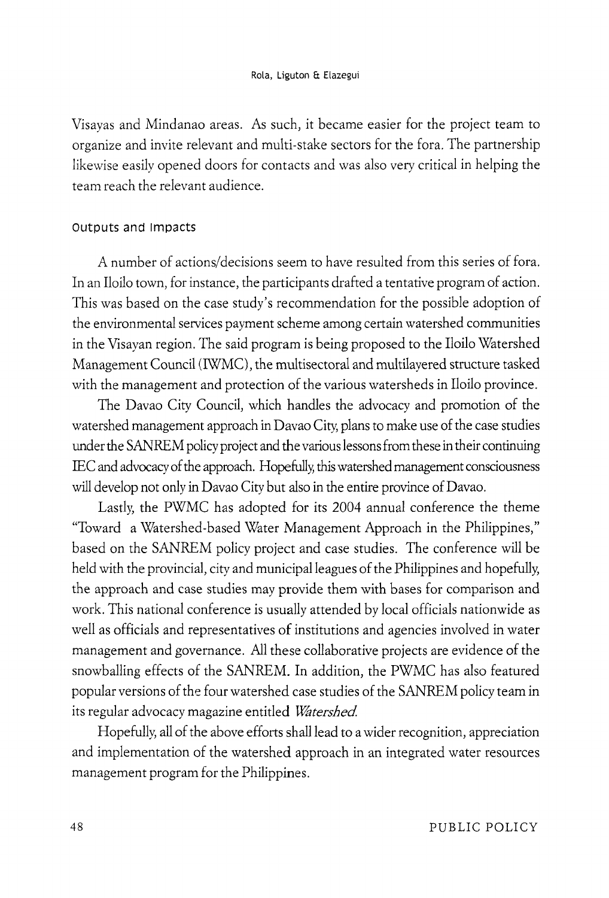Visayas and Mindanao areas. As such, it became easier for the project team to organize and invite relevant and multi-stake sectors for the fora. The partnership likewise easily opened doors for contacts and was also very critical in helping the team reach the relevant audience.

### Outputs and Impacts

A number of actions/decisions seem to have resulted from this series of fora. In an Iloilo town, for instance, the participants drafted a tentative program of action. This was based on the case study's recommendation for the possible adoption of the environmental services payment scheme among certain watershed communities in the Visayan region. The said program is being proposed to the Iloilo Watershed Management Council (IWMC), the multisectoral and multilayered structure tasked with the management and protection of the various watersheds in Iloilo province.

The Davao City Council, which handles the advocacy and promotion of the watershed management approach in Davao City, plans to make use of the case studies under the SANREM policy project and the various lessons from these in their continuing IEC and advocacy of the approach. Hopefully, this watershed management consciousness will develop not only in Davao City but also in the entire province of Davao.

Lastly, the PWMC has adopted for its 2004 annual conference the theme "Toward a Watershed-based Water Management Approach in the Philippines," based on the SANREM policy project and case studies. The conference will be held with the provincial, city and municipal leagues of the Philippines and hopefully, the approach and case studies may provide them with bases for comparison and work. This national conference is usually attended by local officials nationwide as well as officials and representatives of institutions and agencies involved in water management and governance. All these collaborative projects are evidence of the snowballing effects of the SANREM. In addition, the PWMC has also featured popular versions of the four watershed case studies of the SANREM policy team in its regular advocacy magazine entitled *Watershed*.

Hopefully, all of the above efforts shall lead to a wider recognition, appreciation and implementation of the watershed approach in an integrated water resources management program for the Philippines.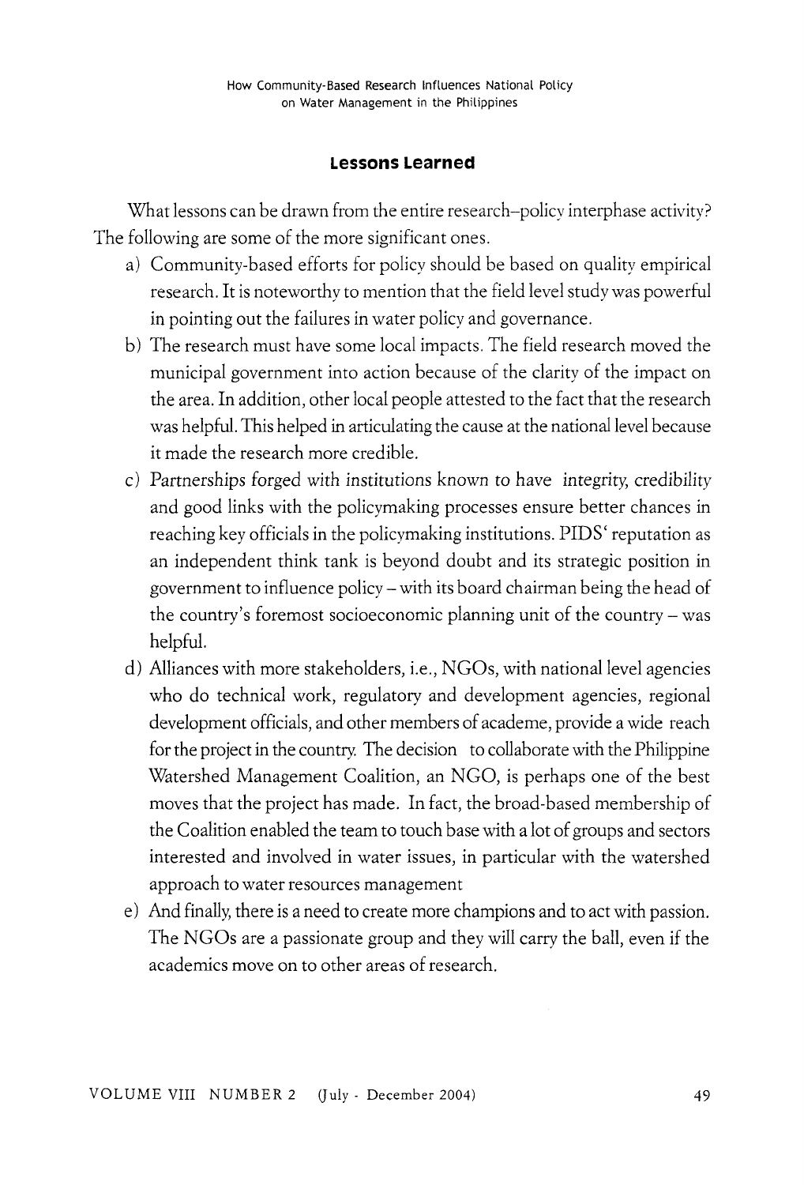## Lessons Learned

What lessons can be drawn from the entire research–policy interphase activity? The following are some of the more significant ones.

a) Community-based efforts for policy should be based on quality empirical research. It is noteworthy to mention that the field level study was powerful in pointing out the failures in water policy and governance.

b) The research must have some local impacts. The field research moved the municipal government into action because of the clarity of the impact on the area. In addition, other local people attested to the fact that the research was helpful. This helped in articulating the cause at the national level because it made the research more credible.

c) Partnerships forged with institutions known to have integrity, credibility and good links with the policymaking processes ensure better chances in reaching key officials in the policymaking institutions. PIDS' reputation as an independent think tank is beyond doubt and its strategic position in government to influence policy – with its board chairman being the head of the country's foremost socioeconomic planning unit of the country – was helpful.

d) Alliances with more stakeholders, i.e., NGOs, with national level agencies who do technical work, regulatory and development agencies, regional development officials, and other members of academe, provide a wide reach for the project in the country. The decision to collaborate with the Philippine Watershed Management Coalition, an NGO, is perhaps one of the best moves that the project has made. In fact, the broad-based membership of the Coalition enabled the team to touch base with a lot of groups and sectors interested and involved in water issues, in particular with the watershed approach to water resources management

e) And finally, there is a need to create more champions and to act with passion. The NGOs are a passionate group and they will carry the ball, even if the academics move on to other areas of research.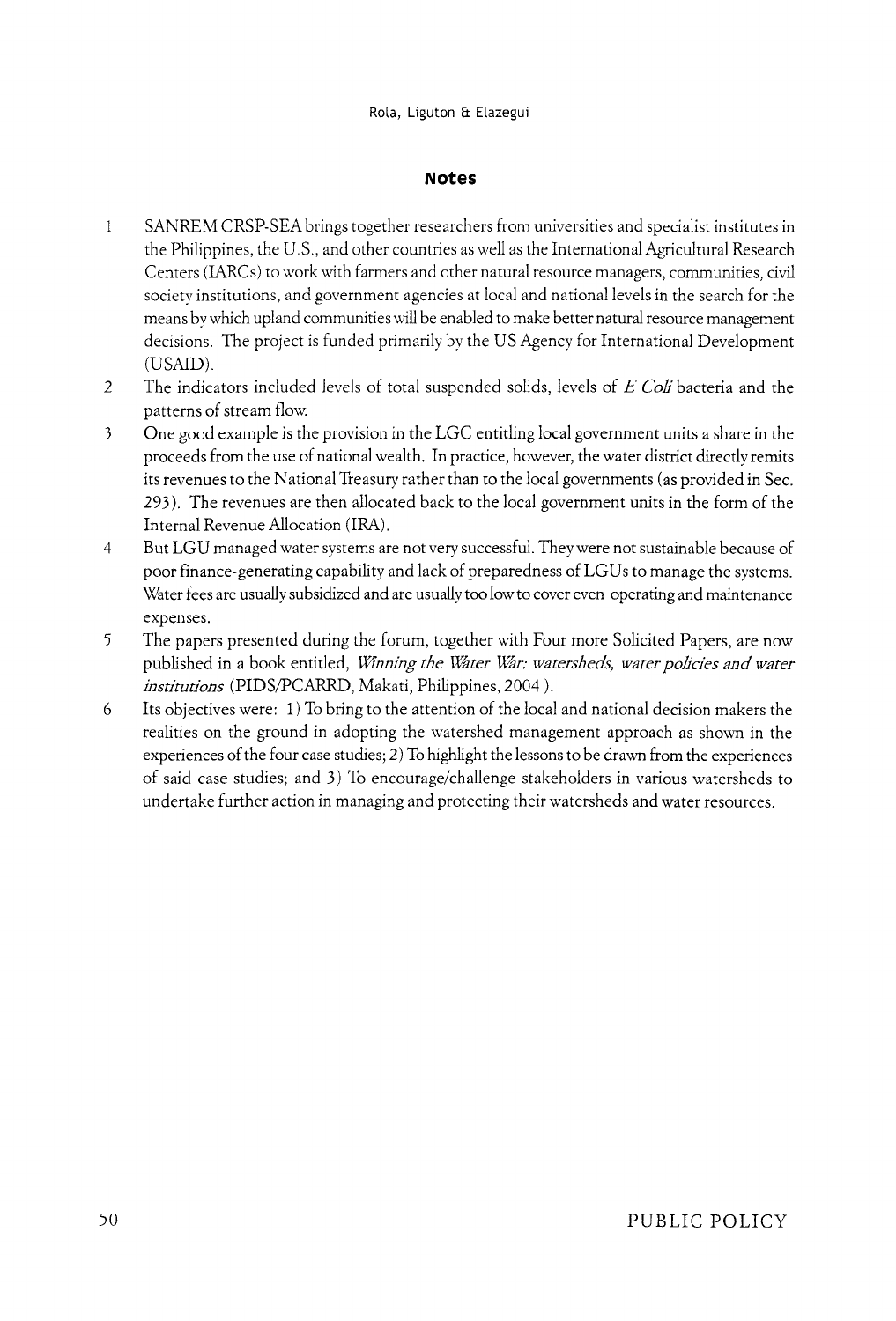## Notes

1. SANREM CRSP-SEA brings together researchers from universities and specialist institutes in the Philippines, the U.S., and other countries as well as the International Agricultural Research Centers (IARCs) to work with farmers and other natural resource managers, communities, civil society institutions, and government agencies at local and national levels in the search for the means by which upland communities will be enabled to make better natural resource management decisions. The project is funded primarily by the US Agency for International Development (USAID).
2. The indicators included levels of total suspended solids, levels of *E Coli* bacteria and the patterns of stream flow.
3. One good example is the provision in the LGC entitling local government units a share in the proceeds from the use of national wealth. In practice, however, the water district directly remits its revenues to the National Treasury rather than to the local governments (as provided in Sec. 293). The revenues are then allocated back to the local government units in the form of the Internal Revenue Allocation (IRA).
4. But LGU managed water systems are not very successful. They were not sustainable because of poor finance-generating capability and lack of preparedness of LGUs to manage the systems. Water fees are usually subsidized and are usually too low to cover even operating and maintenance expenses.
5. The papers presented during the forum, together with Four more Solicited Papers, are now published in a book entitled, *Winning the Water War: watersheds, water policies and water institutions* (PIDS/PCARRD, Makati, Philippines, 2004 ).
6. Its objectives were: 1) To bring to the attention of the local and national decision makers the realities on the ground in adopting the watershed management approach as shown in the experiences of the four case studies; 2) To highlight the lessons to be drawn from the experiences of said case studies; and 3) To encourage/challenge stakeholders in various watersheds to undertake further action in managing and protecting their watersheds and water resources.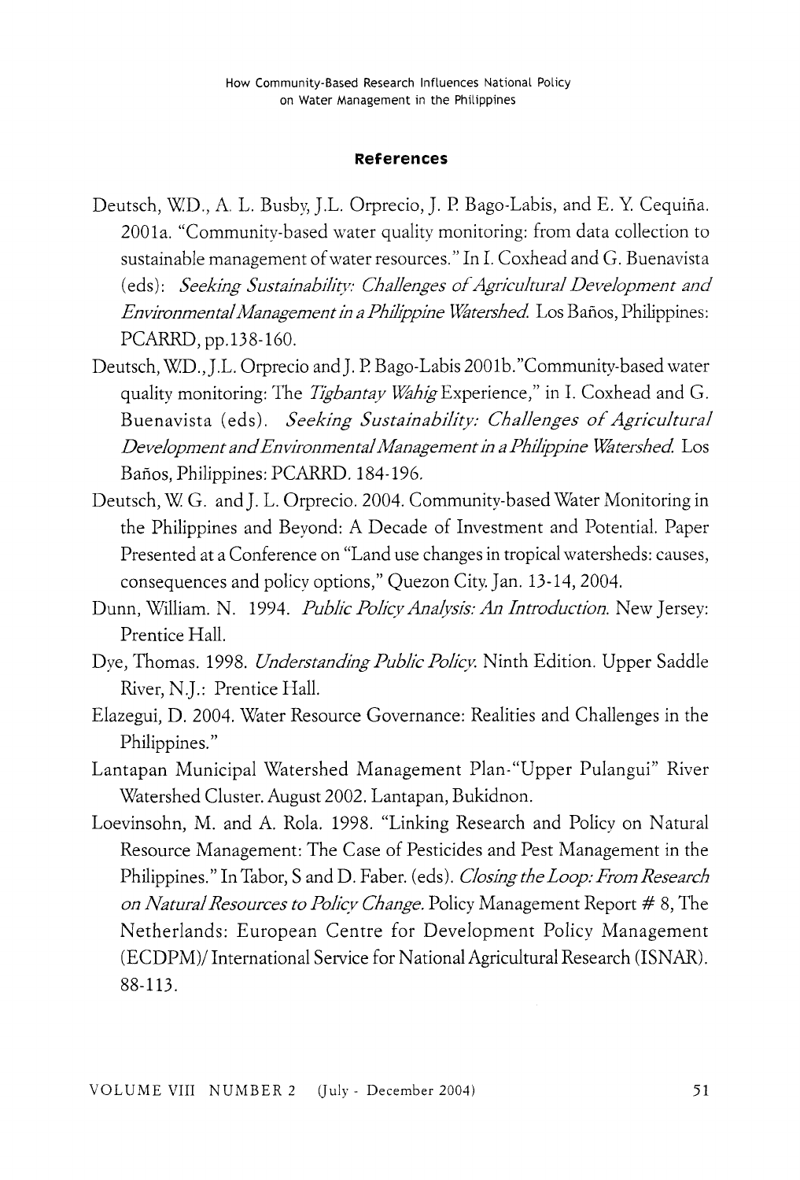#### References

Deutsch, W.D., A. L. Busby, J.L. Orprecio, J. P. Bago-Labis, and E. Y. Cequiña. 2001a. "Community-based water quality monitoring: from data collection to sustainable management of water resources." In I. Coxhead and G. Buenavista (eds): *Seeking Sustainability: Challenges of Agricultural Development and Environmental Management in a Philippine Watershed.* Los Baños, Philippines: PCARRD, pp.138-160.

Deutsch, W.D., J.L. Orprecio and J. P. Bago-Labis 2001b."Community-based water quality monitoring: The *Tigbantay Wahig* Experience," in I. Coxhead and G. Buenavista (eds). *Seeking Sustainability: Challenges of Agricultural Development and Environmental Management in a Philippine Watershed.* Los Baños, Philippines: PCARRD. 184-196.

Deutsch, W. G. and J. L. Orprecio. 2004. Community-based Water Monitoring in the Philippines and Beyond: A Decade of Investment and Potential. Paper Presented at a Conference on "Land use changes in tropical watersheds: causes, consequences and policy options," Quezon City. Jan. 13-14, 2004.

Dunn, William. N. 1994. *Public Policy Analysis: An Introduction.* New Jersey: Prentice Hall.

Dye, Thomas. 1998. *Understanding Public Policy.* Ninth Edition. Upper Saddle River, N.J.: Prentice Hall.

Elazegui, D. 2004. Water Resource Governance: Realities and Challenges in the Philippines."

Lantapan Municipal Watershed Management Plan-"Upper Pulangui" River Watershed Cluster. August 2002. Lantapan, Bukidnon.

Loevinsohn, M. and A. Rola. 1998. "Linking Research and Policy on Natural Resource Management: The Case of Pesticides and Pest Management in the Philippines." In Tabor, S and D. Faber. (eds). *Closing the Loop: From Research on Natural Resources to Policy Change.* Policy Management Report # 8, The Netherlands: European Centre for Development Policy Management (ECDPM)/ International Service for National Agricultural Research (ISNAR). 88-113.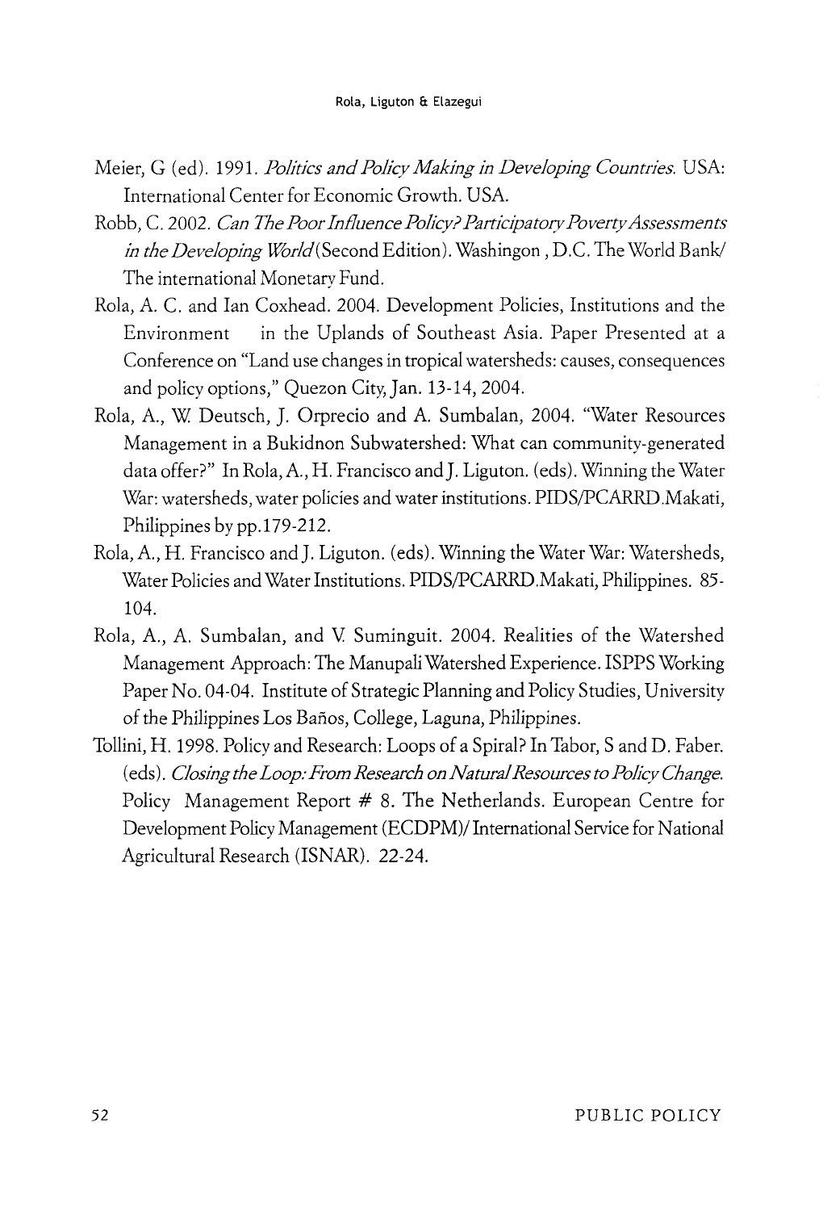Meier, G (ed). 1991. *Politics and Policy Making in Developing Countries.* USA: International Center for Economic Growth. USA.

Robb, C. 2002. *Can The Poor Influence Policy? Participatory Poverty Assessments in the Developing World* (Second Edition). Washingon , D.C. The World Bank/ The international Monetary Fund.

Rola, A. C. and Ian Coxhead. 2004. Development Policies, Institutions and the Environment in the Uplands of Southeast Asia. Paper Presented at a Conference on "Land use changes in tropical watersheds: causes, consequences and policy options," Quezon City, Jan. 13-14, 2004.

Rola, A., W. Deutsch, J. Orprecio and A. Sumbalan, 2004. "Water Resources Management in a Bukidnon Subwatershed: What can community-generated data offer?" In Rola, A., H. Francisco and J. Liguton. (eds). Winning the Water War: watersheds, water policies and water institutions. PIDS/PCARRD.Makati, Philippines by pp.179-212.

Rola, A., H. Francisco and J. Liguton. (eds). Winning the Water War: Watersheds, Water Policies and Water Institutions. PIDS/PCARRD.Makati, Philippines. 85-104.

Rola, A., A. Sumbalan, and V. Suminguit. 2004. Realities of the Watershed Management Approach: The Manupali Watershed Experience. ISPPS Working Paper No. 04-04. Institute of Strategic Planning and Policy Studies, University of the Philippines Los Baños, College, Laguna, Philippines.

Tollini, H. 1998. Policy and Research: Loops of a Spiral? In Tabor, S and D. Faber. (eds). *Closing the Loop: From Research on Natural Resources to Policy Change.* Policy Management Report # 8. The Netherlands. European Centre for Development Policy Management (ECDPM)/ International Service for National Agricultural Research (ISNAR). 22-24.